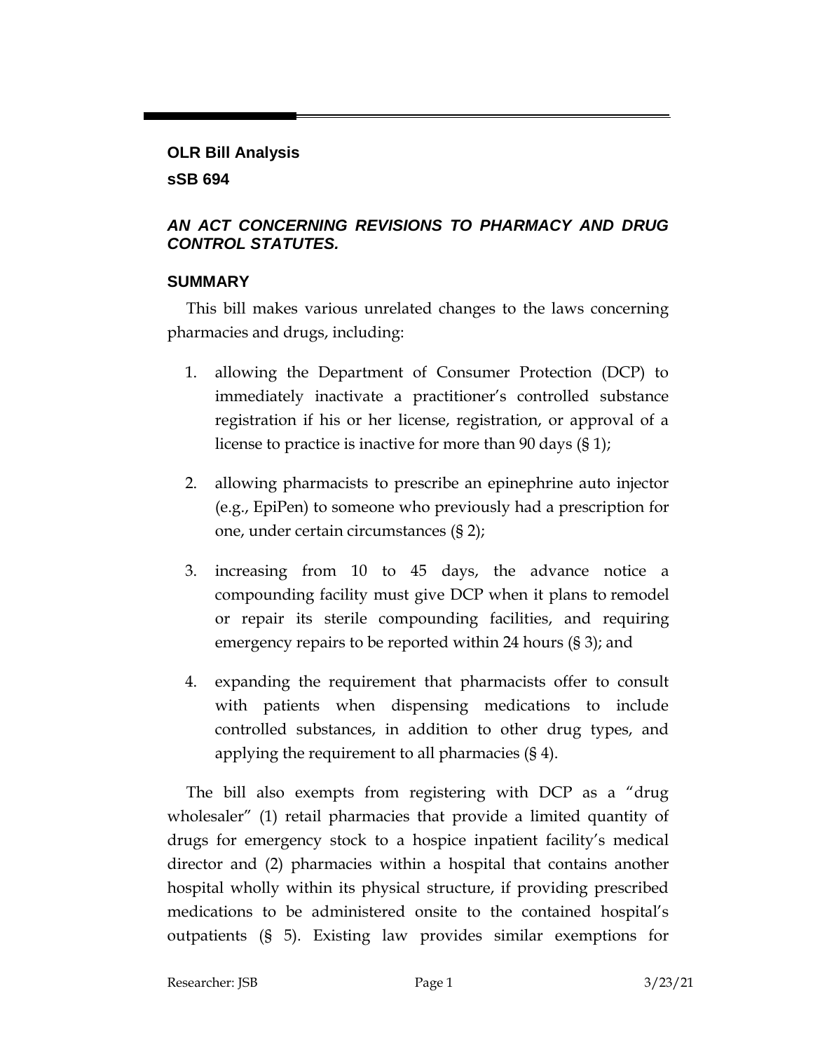**OLR Bill Analysis**

**sSB 694**

***AN ACT CONCERNING REVISIONS TO PHARMACY AND DRUG CONTROL STATUTES.***

## SUMMARY

This bill makes various unrelated changes to the laws concerning pharmacies and drugs, including:

1. allowing the Department of Consumer Protection (DCP) to immediately inactivate a practitioner's controlled substance registration if his or her license, registration, or approval of a license to practice is inactive for more than 90 days (§ 1);

2. allowing pharmacists to prescribe an epinephrine auto injector (e.g., EpiPen) to someone who previously had a prescription for one, under certain circumstances (§ 2);

3. increasing from 10 to 45 days, the advance notice a compounding facility must give DCP when it plans to remodel or repair its sterile compounding facilities, and requiring emergency repairs to be reported within 24 hours (§ 3); and

4. expanding the requirement that pharmacists offer to consult with patients when dispensing medications to include controlled substances, in addition to other drug types, and applying the requirement to all pharmacies (§ 4).

The bill also exempts from registering with DCP as a "drug wholesaler" (1) retail pharmacies that provide a limited quantity of drugs for emergency stock to a hospice inpatient facility's medical director and (2) pharmacies within a hospital that contains another hospital wholly within its physical structure, if providing prescribed medications to be administered onsite to the contained hospital's outpatients (§ 5). Existing law provides similar exemptions for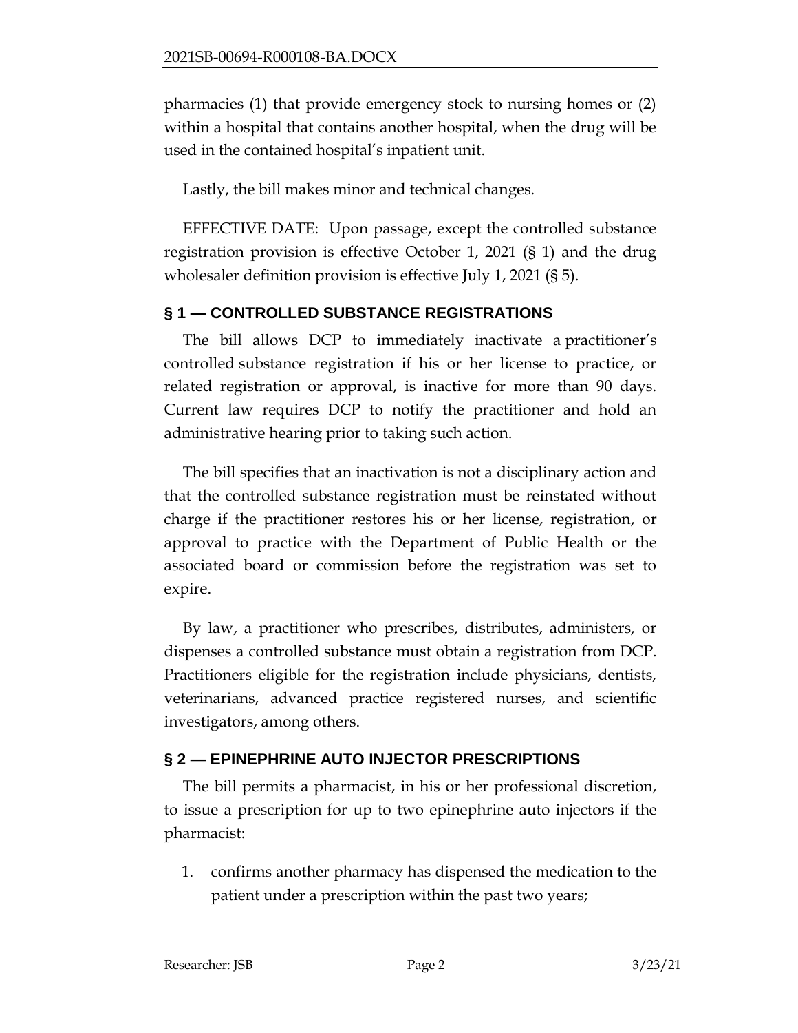pharmacies (1) that provide emergency stock to nursing homes or (2) within a hospital that contains another hospital, when the drug will be used in the contained hospital's inpatient unit.

Lastly, the bill makes minor and technical changes.

EFFECTIVE DATE: Upon passage, except the controlled substance registration provision is effective October 1, 2021 (§ 1) and the drug wholesaler definition provision is effective July 1, 2021 (§ 5).

## § 1 — CONTROLLED SUBSTANCE REGISTRATIONS

The bill allows DCP to immediately inactivate a practitioner's controlled substance registration if his or her license to practice, or related registration or approval, is inactive for more than 90 days. Current law requires DCP to notify the practitioner and hold an administrative hearing prior to taking such action.

The bill specifies that an inactivation is not a disciplinary action and that the controlled substance registration must be reinstated without charge if the practitioner restores his or her license, registration, or approval to practice with the Department of Public Health or the associated board or commission before the registration was set to expire.

By law, a practitioner who prescribes, distributes, administers, or dispenses a controlled substance must obtain a registration from DCP. Practitioners eligible for the registration include physicians, dentists, veterinarians, advanced practice registered nurses, and scientific investigators, among others.

## § 2 — EPINEPHRINE AUTO INJECTOR PRESCRIPTIONS

The bill permits a pharmacist, in his or her professional discretion, to issue a prescription for up to two epinephrine auto injectors if the pharmacist:

1. confirms another pharmacy has dispensed the medication to the patient under a prescription within the past two years;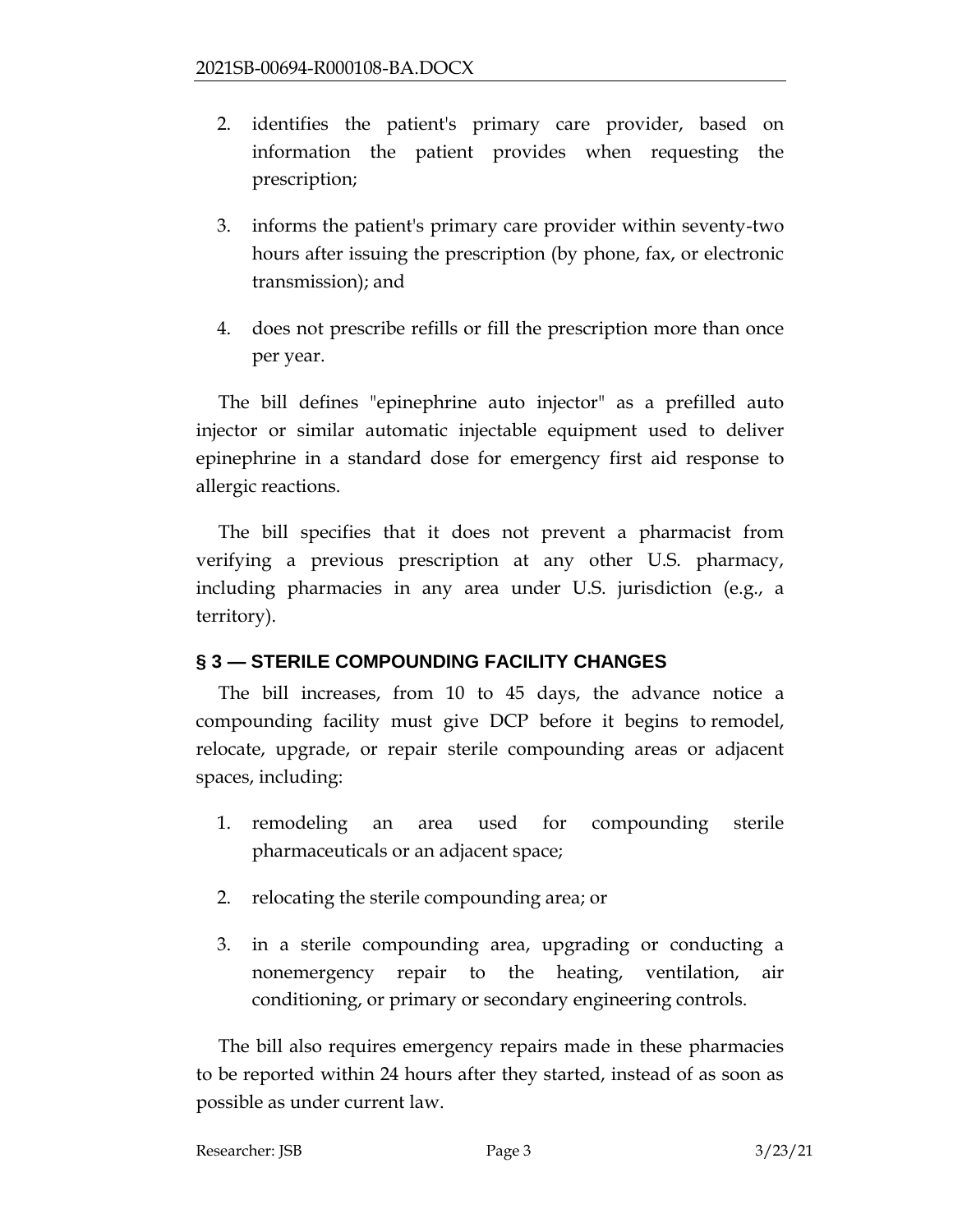2. identifies the patient's primary care provider, based on information the patient provides when requesting the prescription;

3. informs the patient's primary care provider within seventy-two hours after issuing the prescription (by phone, fax, or electronic transmission); and

4. does not prescribe refills or fill the prescription more than once per year.

The bill defines "epinephrine auto injector" as a prefilled auto injector or similar automatic injectable equipment used to deliver epinephrine in a standard dose for emergency first aid response to allergic reactions.

The bill specifies that it does not prevent a pharmacist from verifying a previous prescription at any other U.S. pharmacy, including pharmacies in any area under U.S. jurisdiction (e.g., a territory).

## § 3 — STERILE COMPOUNDING FACILITY CHANGES

The bill increases, from 10 to 45 days, the advance notice a compounding facility must give DCP before it begins to remodel, relocate, upgrade, or repair sterile compounding areas or adjacent spaces, including:

1. remodeling an area used for compounding sterile pharmaceuticals or an adjacent space;

2. relocating the sterile compounding area; or

3. in a sterile compounding area, upgrading or conducting a nonemergency repair to the heating, ventilation, air conditioning, or primary or secondary engineering controls.

The bill also requires emergency repairs made in these pharmacies to be reported within 24 hours after they started, instead of as soon as possible as under current law.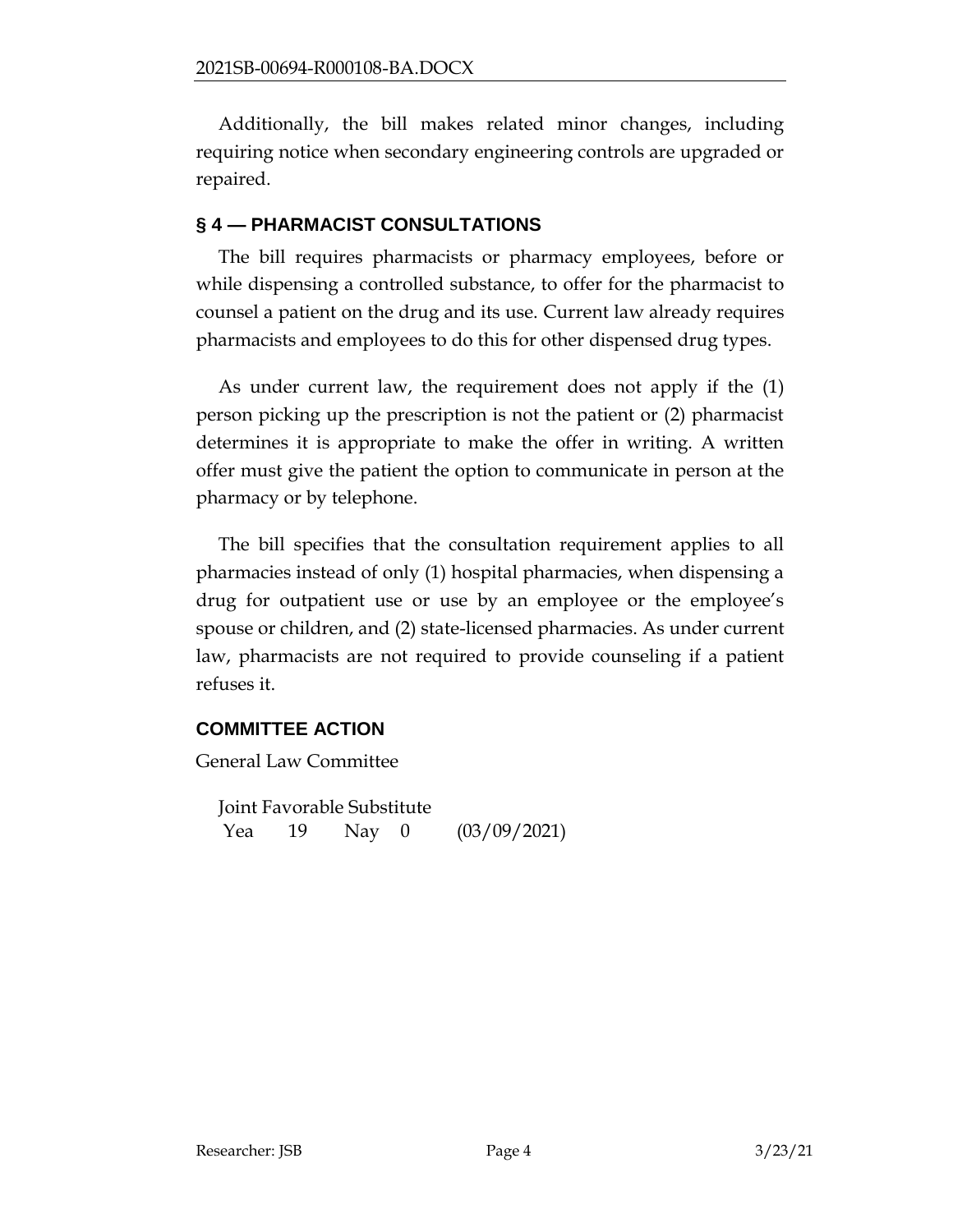Additionally, the bill makes related minor changes, including requiring notice when secondary engineering controls are upgraded or repaired.

## § 4 — PHARMACIST CONSULTATIONS

The bill requires pharmacists or pharmacy employees, before or while dispensing a controlled substance, to offer for the pharmacist to counsel a patient on the drug and its use. Current law already requires pharmacists and employees to do this for other dispensed drug types.

As under current law, the requirement does not apply if the (1) person picking up the prescription is not the patient or (2) pharmacist determines it is appropriate to make the offer in writing. A written offer must give the patient the option to communicate in person at the pharmacy or by telephone.

The bill specifies that the consultation requirement applies to all pharmacies instead of only (1) hospital pharmacies, when dispensing a drug for outpatient use or use by an employee or the employee's spouse or children, and (2) state-licensed pharmacies. As under current law, pharmacists are not required to provide counseling if a patient refuses it.

## COMMITTEE ACTION

General Law Committee

Joint Favorable Substitute
Yea 19 Nay 0 (03/09/2021)